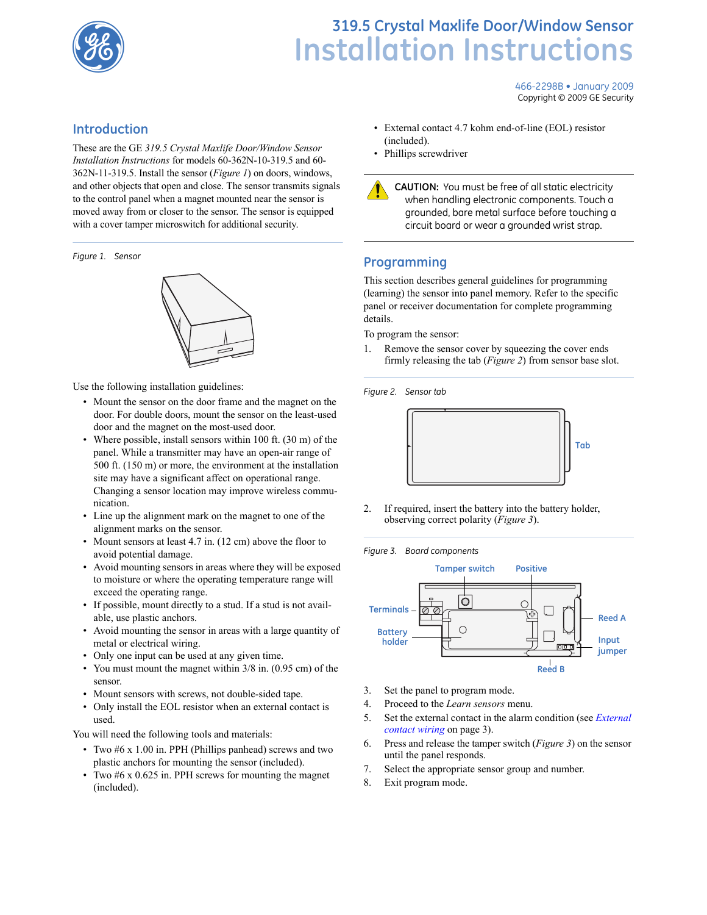# 319.5 Crystal Maxlife Door/Window Sensor

# Installation Instructions

466-2298B • January 2009
Copyright © 2009 GE Security

## Introduction

These are the GE *319.5 Crystal Maxlife Door/Window Sensor Installation Instructions* for models 60-362N-10-319.5 and 60-362N-11-319.5. Install the sensor (*Figure 1*) on doors, windows, and other objects that open and close. The sensor transmits signals to the control panel when a magnet mounted near the sensor is moved away from or closer to the sensor. The sensor is equipped with a cover tamper microswitch for additional security.

*Figure 1. Sensor*

Use the following installation guidelines:

- Mount the sensor on the door frame and the magnet on the door. For double doors, mount the sensor on the least-used door and the magnet on the most-used door.
- Where possible, install sensors within 100 ft. (30 m) of the panel. While a transmitter may have an open-air range of 500 ft. (150 m) or more, the environment at the installation site may have a significant affect on operational range. Changing a sensor location may improve wireless communication.
- Line up the alignment mark on the magnet to one of the alignment marks on the sensor.
- Mount sensors at least 4.7 in. (12 cm) above the floor to avoid potential damage.
- Avoid mounting sensors in areas where they will be exposed to moisture or where the operating temperature range will exceed the operating range.
- If possible, mount directly to a stud. If a stud is not available, use plastic anchors.
- Avoid mounting the sensor in areas with a large quantity of metal or electrical wiring.
- Only one input can be used at any given time.
- You must mount the magnet within 3/8 in. (0.95 cm) of the sensor.
- Mount sensors with screws, not double-sided tape.
- Only install the EOL resistor when an external contact is used.

You will need the following tools and materials:

- Two #6 x 1.00 in. PPH (Phillips panhead) screws and two plastic anchors for mounting the sensor (included).
- Two #6 x 0.625 in. PPH screws for mounting the magnet (included).
- External contact 4.7 kohm end-of-line (EOL) resistor (included).
- Phillips screwdriver

**CAUTION:** You must be free of all static electricity when handling electronic components. Touch a grounded, bare metal surface before touching a circuit board or wear a grounded wrist strap.

## Programming

This section describes general guidelines for programming (learning) the sensor into panel memory. Refer to the specific panel or receiver documentation for complete programming details.

To program the sensor:

1. Remove the sensor cover by squeezing the cover ends firmly releasing the tab (*Figure 2*) from sensor base slot.

*Figure 2. Sensor tab*

Tab

2. If required, insert the battery into the battery holder, observing correct polarity (*Figure 3*).

*Figure 3. Board components*

Tamper switch, Positive, Terminals, Battery holder, Reed A, Input jumper, Reed B

3. Set the panel to program mode.
4. Proceed to the *Learn sensors* menu.
5. Set the external contact in the alarm condition (see *External contact wiring* on page 3).
6. Press and release the tamper switch (*Figure 3*) on the sensor until the panel responds.
7. Select the appropriate sensor group and number.
8. Exit program mode.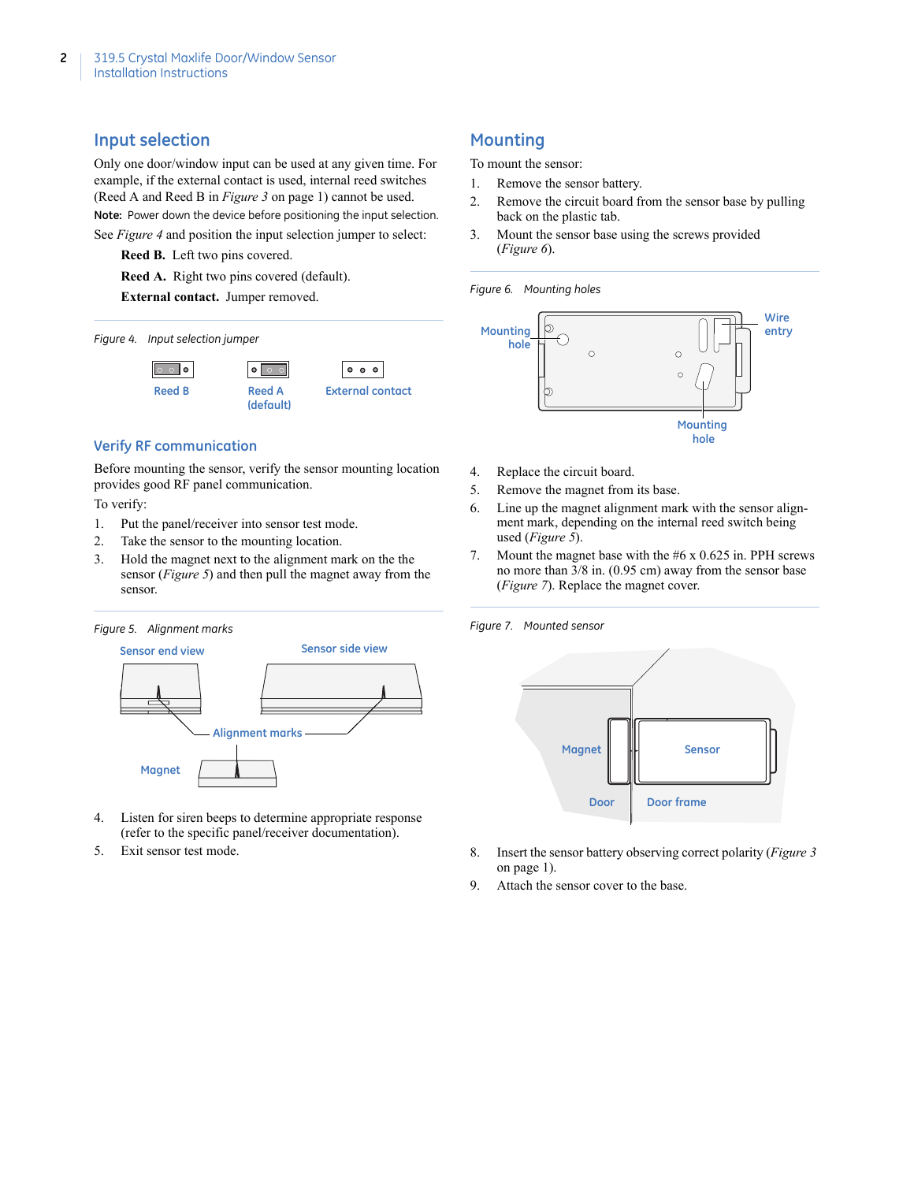## Input selection

Only one door/window input can be used at any given time. For example, if the external contact is used, internal reed switches (Reed A and Reed B in *Figure 3* on page 1) cannot be used.

**Note:** Power down the device before positioning the input selection.

See *Figure 4* and position the input selection jumper to select:

**Reed B.** Left two pins covered.

**Reed A.** Right two pins covered (default).

**External contact.** Jumper removed.

Figure 4. Input selection jumper

Reed B    Reed A (default)    External contact

## Verify RF communication

Before mounting the sensor, verify the sensor mounting location provides good RF panel communication.

To verify:

1. Put the panel/receiver into sensor test mode.
2. Take the sensor to the mounting location.
3. Hold the magnet next to the alignment mark on the the sensor (*Figure 5*) and then pull the magnet away from the sensor.

Figure 5. Alignment marks

Sensor end view    Sensor side view    Alignment marks    Magnet

4. Listen for siren beeps to determine appropriate response (refer to the specific panel/receiver documentation).
5. Exit sensor test mode.

## Mounting

To mount the sensor:

1. Remove the sensor battery.
2. Remove the circuit board from the sensor base by pulling back on the plastic tab.
3. Mount the sensor base using the screws provided (*Figure 6*).

Figure 6. Mounting holes

Mounting hole    Wire entry    Mounting hole

4. Replace the circuit board.
5. Remove the magnet from its base.
6. Line up the magnet alignment mark with the sensor alignment mark, depending on the internal reed switch being used (*Figure 5*).
7. Mount the magnet base with the #6 x 0.625 in. PPH screws no more than 3/8 in. (0.95 cm) away from the sensor base (*Figure 7*). Replace the magnet cover.

Figure 7. Mounted sensor

Magnet    Sensor    Door    Door frame

8. Insert the sensor battery observing correct polarity (*Figure 3* on page 1).
9. Attach the sensor cover to the base.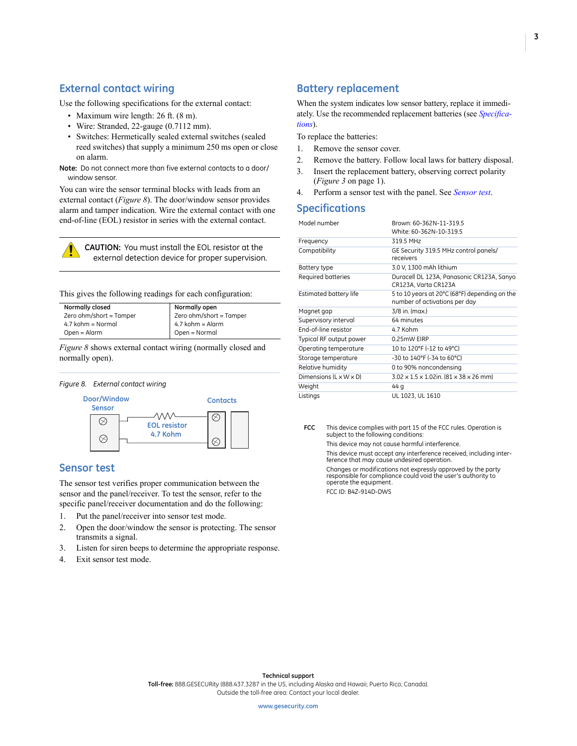## External contact wiring

Use the following specifications for the external contact:

- Maximum wire length: 26 ft. (8 m).
- Wire: Stranded, 22-gauge (0.7112 mm).
- Switches: Hermetically sealed external switches (sealed reed switches) that supply a minimum 250 ms open or close on alarm.

**Note:** Do not connect more than five external contacts to a door/window sensor.

You can wire the sensor terminal blocks with leads from an external contact (*Figure 8*). The door/window sensor provides alarm and tamper indication. Wire the external contact with one end-of-line (EOL) resistor in series with the external contact.

**CAUTION:** You must install the EOL resistor at the external detection device for proper supervision.

This gives the following readings for each configuration:

| Normally closed | Normally open |
|---|---|
| Zero ohm/short = Tamper<br>4.7 kohm = Normal<br>Open = Alarm | Zero ohm/short = Tamper<br>4.7 kohm = Alarm<br>Open = Normal |

*Figure 8* shows external contact wiring (normally closed and normally open).

*Figure 8. External contact wiring*

Door/Window Sensor

Contacts

EOL resistor 4.7 Kohm

## Sensor test

The sensor test verifies proper communication between the sensor and the panel/receiver. To test the sensor, refer to the specific panel/receiver documentation and do the following:

1. Put the panel/receiver into sensor test mode.
2. Open the door/window the sensor is protecting. The sensor transmits a signal.
3. Listen for siren beeps to determine the appropriate response.
4. Exit sensor test mode.

## Battery replacement

When the system indicates low sensor battery, replace it immediately. Use the recommended replacement batteries (see *Specifications*).

To replace the batteries:

1. Remove the sensor cover.
2. Remove the battery. Follow local laws for battery disposal.
3. Insert the replacement battery, observing correct polarity (*Figure 3* on page 1).
4. Perform a sensor test with the panel. See *Sensor test*.

## Specifications

| | |
|---|---|
| Model number | Brown: 60-362N-11-319.5<br>White: 60-362N-10-319.5 |
| Frequency | 319.5 MHz |
| Compatibility | GE Security 319.5 MHz control panels/receivers |
| Battery type | 3.0 V, 1300 mAh lithium |
| Required batteries | Duracell DL 123A, Panasonic CR123A, Sanyo CR123A, Varta CR123A |
| Estimated battery life | 5 to 10 years at 20°C (68°F) depending on the number of activations per day |
| Magnet gap | 3/8 in. (max.) |
| Supervisory interval | 64 minutes |
| End-of-line resistor | 4.7 Kohm |
| Typical RF output power | 0.25mW EIRP |
| Operating temperature | 10 to 120°F (-12 to 49°C) |
| Storage temperature | -30 to 140°F (-34 to 60°C) |
| Relative humidity | 0 to 90% noncondensing |
| Dimensions (L x W x D) | 3.02 x 1.5 x 1.02in. (81 x 38 x 26 mm) |
| Weight | 44 g |
| Listings | UL 1023, UL 1610 |

**FCC** This device complies with part 15 of the FCC rules. Operation is subject to the following conditions:

This device may not cause harmful interference.

This device must accept any interference received, including interference that may cause undesired operation.

Changes or modifications not expressly approved by the party responsible for compliance could void the user's authority to operate the equipment.

FCC ID: B4Z-914D-DWS

**Technical support**

**Toll-free:** 888.GESECURity (888.437.3287 in the US, including Alaska and Hawaii; Puerto Rico; Canada).
Outside the toll-free area: Contact your local dealer.

www.gesecurity.com